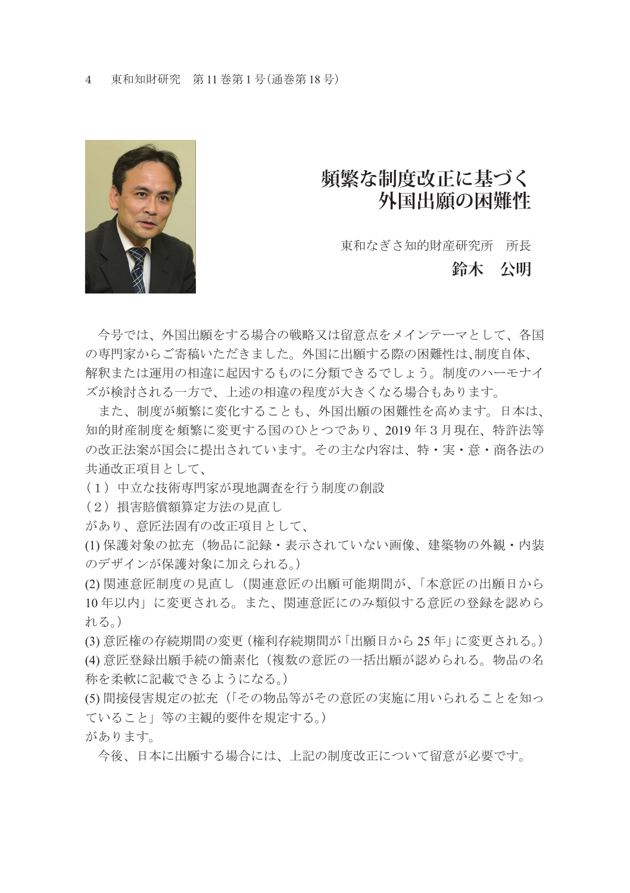# 頻繁な制度改正に基づく外国出願の困難性

東和なぎさ知的財産研究所　所長

**鈴木　公明**

今号では、外国出願をする場合の戦略又は留意点をメインテーマとして、各国の専門家からご寄稿いただきました。外国に出願する際の困難性は、制度自体、解釈または運用の相違に起因するものに分類できるでしょう。制度のハーモナイズが検討される一方で、上述の相違の程度が大きくなる場合もあります。

また、制度が頻繁に変化することも、外国出願の困難性を高めます。日本は、知的財産制度を頻繁に変更する国のひとつであり、2019年３月現在、特許法等の改正法案が国会に提出されています。その主な内容は、特・実・意・商各法の共通改正項目として、

（１）中立な技術専門家が現地調査を行う制度の創設

（２）損害賠償額算定方法の見直し

があり、意匠法固有の改正項目として、

(1) 保護対象の拡充（物品に記録・表示されていない画像、建築物の外観・内装のデザインが保護対象に加えられる。）

(2) 関連意匠制度の見直し（関連意匠の出願可能期間が、「本意匠の出願日から10年以内」に変更される。また、関連意匠にのみ類似する意匠の登録を認められる。）

(3) 意匠権の存続期間の変更（権利存続期間が「出願日から25年」に変更される。）

(4) 意匠登録出願手続の簡素化（複数の意匠の一括出願が認められる。物品の名称を柔軟に記載できるようになる。）

(5) 間接侵害規定の拡充（「その物品等がその意匠の実施に用いられることを知っていること」等の主観的要件を規定する。）

があります。

今後、日本に出願する場合には、上記の制度改正について留意が必要です。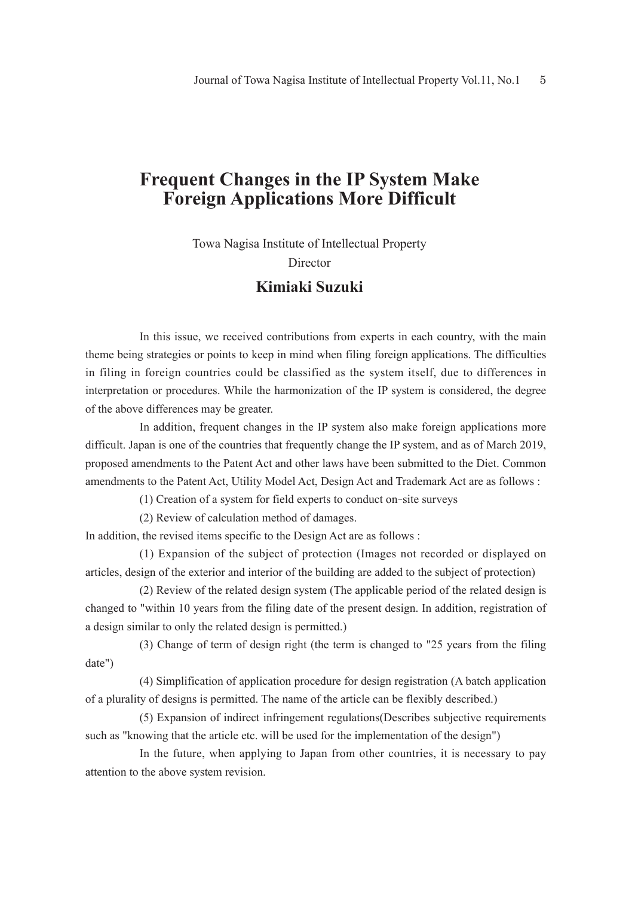# Frequent Changes in the IP System Make Foreign Applications More Difficult

Towa Nagisa Institute of Intellectual Property

Director

**Kimiaki Suzuki**

In this issue, we received contributions from experts in each country, with the main theme being strategies or points to keep in mind when filing foreign applications. The difficulties in filing in foreign countries could be classified as the system itself, due to differences in interpretation or procedures. While the harmonization of the IP system is considered, the degree of the above differences may be greater.

In addition, frequent changes in the IP system also make foreign applications more difficult. Japan is one of the countries that frequently change the IP system, and as of March 2019, proposed amendments to the Patent Act and other laws have been submitted to the Diet. Common amendments to the Patent Act, Utility Model Act, Design Act and Trademark Act are as follows :

(1) Creation of a system for field experts to conduct on-site surveys

(2) Review of calculation method of damages.

In addition, the revised items specific to the Design Act are as follows :

(1) Expansion of the subject of protection (Images not recorded or displayed on articles, design of the exterior and interior of the building are added to the subject of protection)

(2) Review of the related design system (The applicable period of the related design is changed to "within 10 years from the filing date of the present design. In addition, registration of a design similar to only the related design is permitted.)

(3) Change of term of design right (the term is changed to "25 years from the filing date")

(4) Simplification of application procedure for design registration (A batch application of a plurality of designs is permitted. The name of the article can be flexibly described.)

(5) Expansion of indirect infringement regulations(Describes subjective requirements such as "knowing that the article etc. will be used for the implementation of the design")

In the future, when applying to Japan from other countries, it is necessary to pay attention to the above system revision.